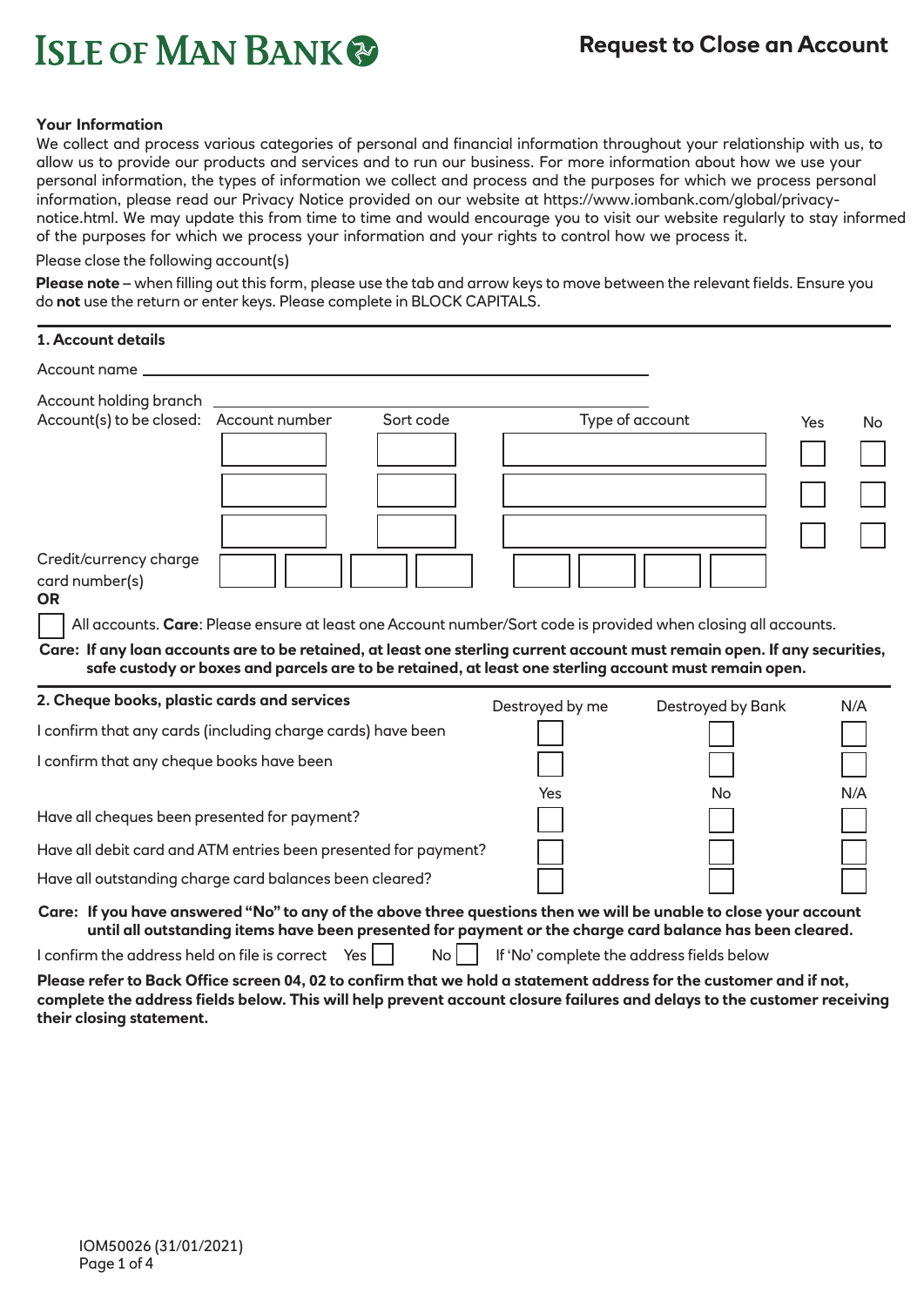# ISLE OF MAN BANK

## Request to Close an Account

**Your Information**

We collect and process various categories of personal and financial information throughout your relationship with us, to allow us to provide our products and services and to run our business. For more information about how we use your personal information, the types of information we collect and process and the purposes for which we process personal information, please read our Privacy Notice provided on our website at https://www.iombank.com/global/privacy-notice.html. We may update this from time to time and would encourage you to visit our website regularly to stay informed of the purposes for which we process your information and your rights to control how we process it.

Please close the following account(s)

**Please note** – when filling out this form, please use the tab and arrow keys to move between the relevant fields. Ensure you do **not** use the return or enter keys. Please complete in BLOCK CAPITALS.

### 1. Account details

Account name ______________________________

Account holding branch ______________________________

Account(s) to be closed:

| Account number | Sort code | Type of account | Yes | No |
|---|---|---|---|---|
| | | | ☐ | ☐ |
| | | | ☐ | ☐ |
| | | | ☐ | ☐ |

Credit/currency charge card number(s) ☐☐☐☐ ☐☐☐☐

**OR**

☐ All accounts. **Care**: Please ensure at least one Account number/Sort code is provided when closing all accounts.

**Care: If any loan accounts are to be retained, at least one sterling current account must remain open. If any securities, safe custody or boxes and parcels are to be retained, at least one sterling account must remain open.**

### 2. Cheque books, plastic cards and services

| | Destroyed by me | Destroyed by Bank | N/A |
|---|---|---|---|
| I confirm that any cards (including charge cards) have been | ☐ | ☐ | ☐ |
| I confirm that any cheque books have been | ☐ | ☐ | ☐ |

| | Yes | No | N/A |
|---|---|---|---|
| Have all cheques been presented for payment? | ☐ | ☐ | ☐ |
| Have all debit card and ATM entries been presented for payment? | ☐ | ☐ | ☐ |
| Have all outstanding charge card balances been cleared? | ☐ | ☐ | ☐ |

**Care: If you have answered "No" to any of the above three questions then we will be unable to close your account until all outstanding items have been presented for payment or the charge card balance has been cleared.**

I confirm the address held on file is correct Yes ☐ No ☐ If 'No' complete the address fields below

**Please refer to Back Office screen 04, 02 to confirm that we hold a statement address for the customer and if not, complete the address fields below. This will help prevent account closure failures and delays to the customer receiving their closing statement.**

IOM50026 (31/01/2021)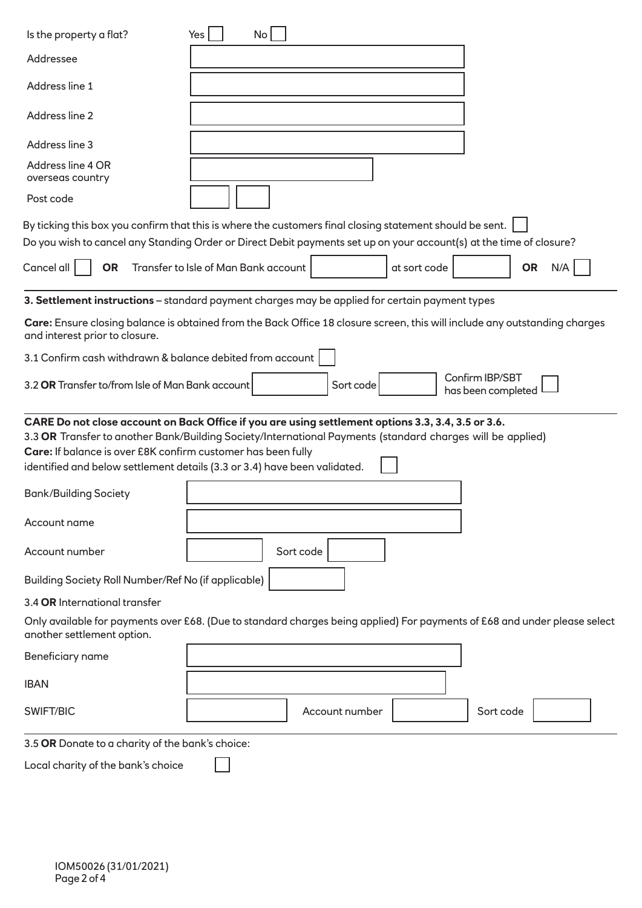Is the property a flat? Yes ☐ No ☐

Addressee ____________________

Address line 1 ____________________

Address line 2 ____________________

Address line 3 ____________________

Address line 4 OR overseas country ____________________

Post code ______ ______

By ticking this box you confirm that this is where the customers final closing statement should be sent. ☐

Do you wish to cancel any Standing Order or Direct Debit payments set up on your account(s) at the time of closure?

Cancel all ☐ **OR** Transfer to Isle of Man Bank account ________ at sort code ________ **OR** N/A ☐

**3. Settlement instructions** – standard payment charges may be applied for certain payment types

**Care:** Ensure closing balance is obtained from the Back Office 18 closure screen, this will include any outstanding charges and interest prior to closure.

3.1 Confirm cash withdrawn & balance debited from account ☐

3.2 **OR** Transfer to/from Isle of Man Bank account ________ Sort code ________ Confirm IBP/SBT has been completed ☐

**CARE Do not close account on Back Office if you are using settlement options 3.3, 3.4, 3.5 or 3.6.**

3.3 **OR** Transfer to another Bank/Building Society/International Payments (standard charges will be applied)

**Care:** If balance is over £8K confirm customer has been fully identified and below settlement details (3.3 or 3.4) have been validated. ☐

Bank/Building Society ____________________

Account name ____________________

Account number ________ Sort code ________

Building Society Roll Number/Ref No (if applicable) ________

3.4 **OR** International transfer

Only available for payments over £68. (Due to standard charges being applied) For payments of £68 and under please select another settlement option.

Beneficiary name ____________________

IBAN ____________________

SWIFT/BIC ________ Account number ________ Sort code ________

3.5 **OR** Donate to a charity of the bank's choice:

Local charity of the bank's choice ☐

IOM50026 (31/01/2021)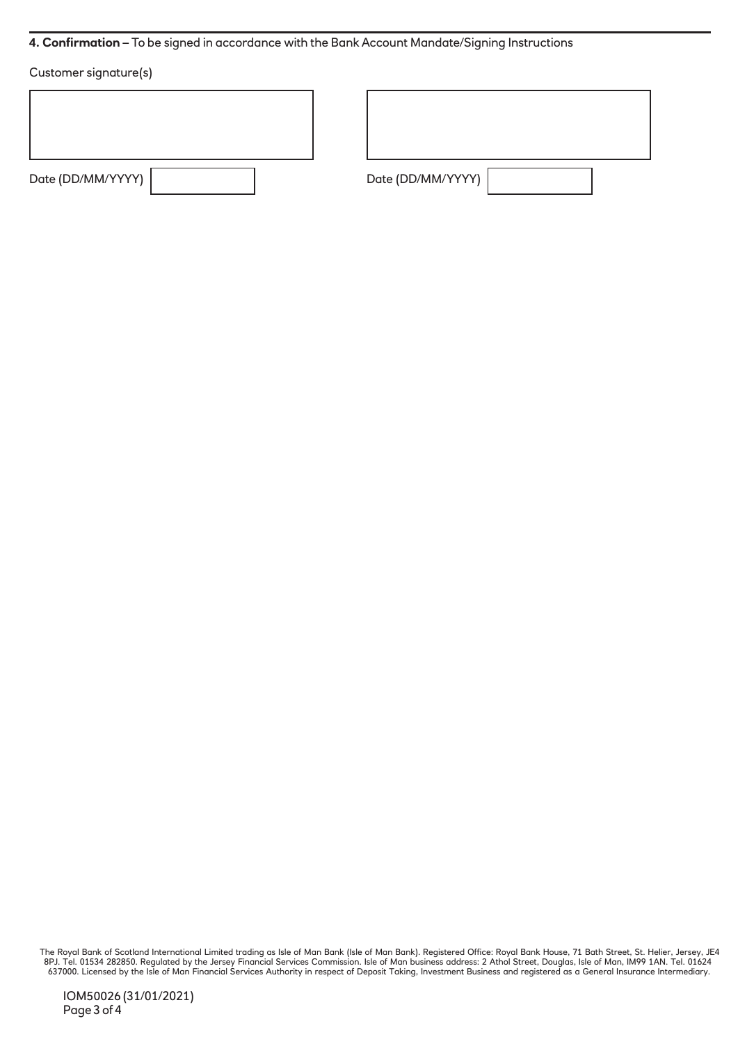**4. Confirmation** – To be signed in accordance with the Bank Account Mandate/Signing Instructions

Customer signature(s)

Date (DD/MM/YYYY)

Date (DD/MM/YYYY)

The Royal Bank of Scotland International Limited trading as Isle of Man Bank (Isle of Man Bank). Registered Office: Royal Bank House, 71 Bath Street, St. Helier, Jersey, JE4 8PJ. Tel. 01534 282850. Regulated by the Jersey Financial Services Commission. Isle of Man business address: 2 Athol Street, Douglas, Isle of Man, IM99 1AN. Tel. 01624 637000. Licensed by the Isle of Man Financial Services Authority in respect of Deposit Taking, Investment Business and registered as a General Insurance Intermediary.

IOM50026 (31/01/2021)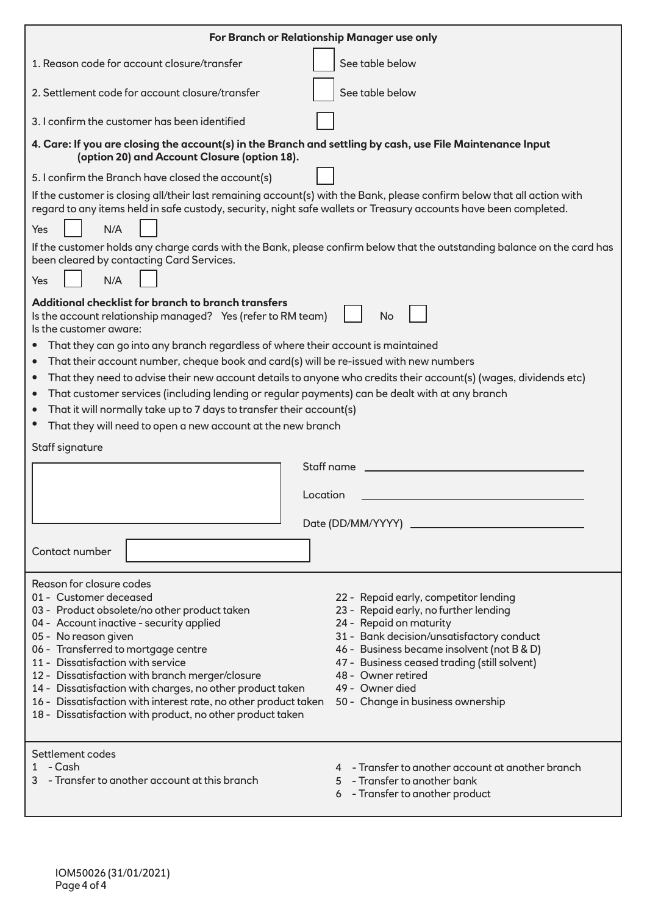**For Branch or Relationship Manager use only**

1. Reason code for account closure/transfer ☐ See table below

2. Settlement code for account closure/transfer ☐ See table below

3. I confirm the customer has been identified ☐

**4. Care: If you are closing the account(s) in the Branch and settling by cash, use File Maintenance Input (option 20) and Account Closure (option 18).**

5. I confirm the Branch have closed the account(s) ☐

If the customer is closing all/their last remaining account(s) with the Bank, please confirm below that all action with regard to any items held in safe custody, security, night safe wallets or Treasury accounts have been completed.

Yes ☐ N/A ☐

If the customer holds any charge cards with the Bank, please confirm below that the outstanding balance on the card has been cleared by contacting Card Services.

Yes ☐ N/A ☐

**Additional checklist for branch to branch transfers**

Is the account relationship managed? Yes (refer to RM team) ☐ No ☐

Is the customer aware:

- That they can go into any branch regardless of where their account is maintained
- That their account number, cheque book and card(s) will be re-issued with new numbers
- That they need to advise their new account details to anyone who credits their account(s) (wages, dividends etc)
- That customer services (including lending or regular payments) can be dealt with at any branch
- That it will normally take up to 7 days to transfer their account(s)
- That they will need to open a new account at the new branch

Staff signature

Staff name \_\_\_\_\_\_\_\_\_\_\_\_\_\_\_\_\_\_\_\_

Location \_\_\_\_\_\_\_\_\_\_\_\_\_\_\_\_\_\_\_\_

Date (DD/MM/YYYY) \_\_\_\_\_\_\_\_\_\_\_\_\_\_\_\_\_\_\_\_

Contact number \_\_\_\_\_\_\_\_\_\_\_\_\_\_\_\_\_\_\_\_

Reason for closure codes

- 01 - Customer deceased
- 03 - Product obsolete/no other product taken
- 04 - Account inactive - security applied
- 05 - No reason given
- 06 - Transferred to mortgage centre
- 11 - Dissatisfaction with service
- 12 - Dissatisfaction with branch merger/closure
- 14 - Dissatisfaction with charges, no other product taken
- 16 - Dissatisfaction with interest rate, no other product taken
- 18 - Dissatisfaction with product, no other product taken
- 22 - Repaid early, competitor lending
- 23 - Repaid early, no further lending
- 24 - Repaid on maturity
- 31 - Bank decision/unsatisfactory conduct
- 46 - Business became insolvent (not B & D)
- 47 - Business ceased trading (still solvent)
- 48 - Owner retired
- 49 - Owner died
- 50 - Change in business ownership

Settlement codes

- 1 - Cash
- 3 - Transfer to another account at this branch
- 4 - Transfer to another account at another branch
- 5 - Transfer to another bank
- 6 - Transfer to another product

IOM50026 (31/01/2021)